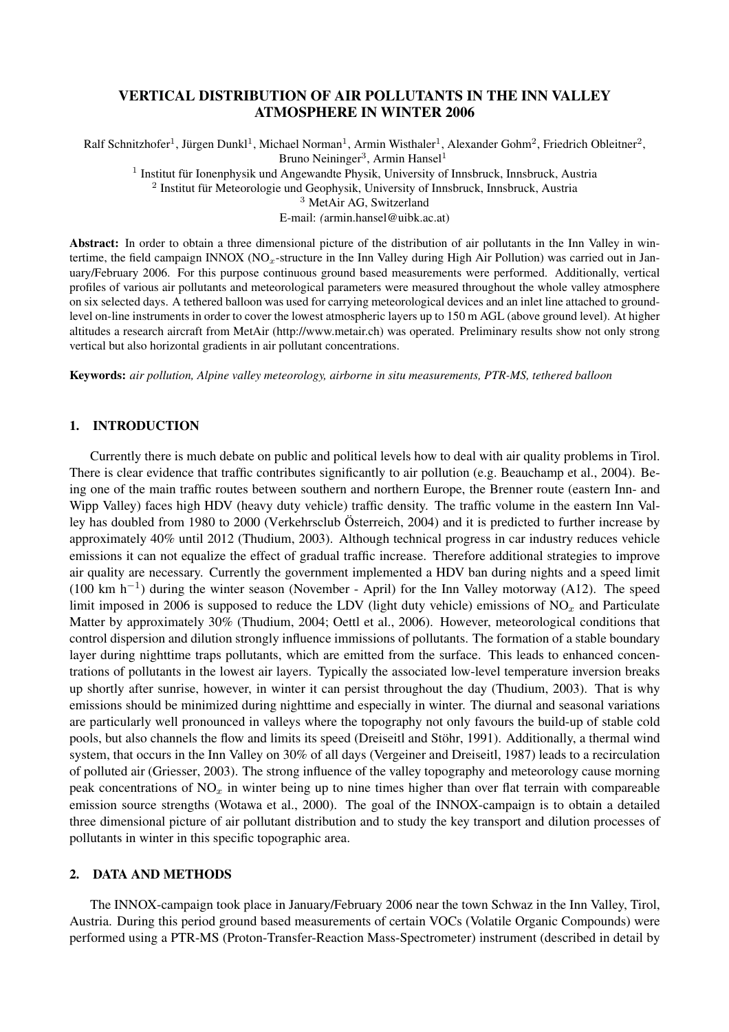# VERTICAL DISTRIBUTION OF AIR POLLUTANTS IN THE INN VALLEY ATMOSPHERE IN WINTER 2006

Ralf Schnitzhofer[1], Jürgen Dunkl[1], Michael Norman[1], Armin Wisthaler[1], Alexander Gohm[2], Friedrich Obleitner[2], Bruno Neininger[3], Armin Hansel[1]

[1] Institut für Ionenphysik und Angewandte Physik, University of Innsbruck, Innsbruck, Austria

[2] Institut für Meteorologie und Geophysik, University of Innsbruck, Innsbruck, Austria

[3] MetAir AG, Switzerland

E-mail: (armin.hansel@uibk.ac.at)

**Abstract:** In order to obtain a three dimensional picture of the distribution of air pollutants in the Inn Valley in wintertime, the field campaign INNOX ($NO_x$-structure in the Inn Valley during High Air Pollution) was carried out in January/February 2006. For this purpose continuous ground based measurements were performed. Additionally, vertical profiles of various air pollutants and meteorological parameters were measured throughout the whole valley atmosphere on six selected days. A tethered balloon was used for carrying meteorological devices and an inlet line attached to ground-level on-line instruments in order to cover the lowest atmospheric layers up to 150 m AGL (above ground level). At higher altitudes a research aircraft from MetAir (http://www.metair.ch) was operated. Preliminary results show not only strong vertical but also horizontal gradients in air pollutant concentrations.

**Keywords:** *air pollution, Alpine valley meteorology, airborne in situ measurements, PTR-MS, tethered balloon*

## 1. INTRODUCTION

Currently there is much debate on public and political levels how to deal with air quality problems in Tirol. There is clear evidence that traffic contributes significantly to air pollution (e.g. Beauchamp et al., 2004). Being one of the main traffic routes between southern and northern Europe, the Brenner route (eastern Inn- and Wipp Valley) faces high HDV (heavy duty vehicle) traffic density. The traffic volume in the eastern Inn Valley has doubled from 1980 to 2000 (Verkehrsclub Österreich, 2004) and it is predicted to further increase by approximately 40% until 2012 (Thudium, 2003). Although technical progress in car industry reduces vehicle emissions it can not equalize the effect of gradual traffic increase. Therefore additional strategies to improve air quality are necessary. Currently the government implemented a HDV ban during nights and a speed limit (100 km $h^{-1}$) during the winter season (November - April) for the Inn Valley motorway (A12). The speed limit imposed in 2006 is supposed to reduce the LDV (light duty vehicle) emissions of $NO_x$ and Particulate Matter by approximately 30% (Thudium, 2004; Oettl et al., 2006). However, meteorological conditions that control dispersion and dilution strongly influence immissions of pollutants. The formation of a stable boundary layer during nighttime traps pollutants, which are emitted from the surface. This leads to enhanced concentrations of pollutants in the lowest air layers. Typically the associated low-level temperature inversion breaks up shortly after sunrise, however, in winter it can persist throughout the day (Thudium, 2003). That is why emissions should be minimized during nighttime and especially in winter. The diurnal and seasonal variations are particularly well pronounced in valleys where the topography not only favours the build-up of stable cold pools, but also channels the flow and limits its speed (Dreiseitl and Stöhr, 1991). Additionally, a thermal wind system, that occurs in the Inn Valley on 30% of all days (Vergeiner and Dreiseitl, 1987) leads to a recirculation of polluted air (Griesser, 2003). The strong influence of the valley topography and meteorology cause morning peak concentrations of $NO_x$ in winter being up to nine times higher than over flat terrain with compareable emission source strengths (Wotawa et al., 2000). The goal of the INNOX-campaign is to obtain a detailed three dimensional picture of air pollutant distribution and to study the key transport and dilution processes of pollutants in winter in this specific topographic area.

## 2. DATA AND METHODS

The INNOX-campaign took place in January/February 2006 near the town Schwaz in the Inn Valley, Tirol, Austria. During this period ground based measurements of certain VOCs (Volatile Organic Compounds) were performed using a PTR-MS (Proton-Transfer-Reaction Mass-Spectrometer) instrument (described in detail by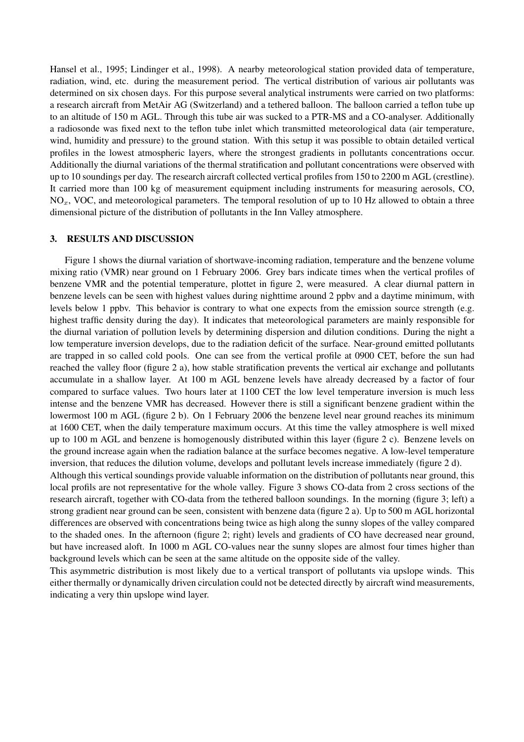Hansel et al., 1995; Lindinger et al., 1998). A nearby meteorological station provided data of temperature, radiation, wind, etc. during the measurement period. The vertical distribution of various air pollutants was determined on six chosen days. For this purpose several analytical instruments were carried on two platforms: a research aircraft from MetAir AG (Switzerland) and a tethered balloon. The balloon carried a teflon tube up to an altitude of 150 m AGL. Through this tube air was sucked to a PTR-MS and a CO-analyser. Additionally a radiosonde was fixed next to the teflon tube inlet which transmitted meteorological data (air temperature, wind, humidity and pressure) to the ground station. With this setup it was possible to obtain detailed vertical profiles in the lowest atmospheric layers, where the strongest gradients in pollutants concentrations occur. Additionally the diurnal variations of the thermal stratification and pollutant concentrations were observed with up to 10 soundings per day. The research aircraft collected vertical profiles from 150 to 2200 m AGL (crestline). It carried more than 100 kg of measurement equipment including instruments for measuring aerosols, CO, $NO_x$, VOC, and meteorological parameters. The temporal resolution of up to 10 Hz allowed to obtain a three dimensional picture of the distribution of pollutants in the Inn Valley atmosphere.

## 3. RESULTS AND DISCUSSION

Figure 1 shows the diurnal variation of shortwave-incoming radiation, temperature and the benzene volume mixing ratio (VMR) near ground on 1 February 2006. Grey bars indicate times when the vertical profiles of benzene VMR and the potential temperature, plottet in figure 2, were measured. A clear diurnal pattern in benzene levels can be seen with highest values during nighttime around 2 ppbv and a daytime minimum, with levels below 1 ppbv. This behavior is contrary to what one expects from the emission source strength (e.g. highest traffic density during the day). It indicates that meteorological parameters are mainly responsible for the diurnal variation of pollution levels by determining dispersion and dilution conditions. During the night a low temperature inversion develops, due to the radiation deficit of the surface. Near-ground emitted pollutants are trapped in so called cold pools. One can see from the vertical profile at 0900 CET, before the sun had reached the valley floor (figure 2 a), how stable stratification prevents the vertical air exchange and pollutants accumulate in a shallow layer. At 100 m AGL benzene levels have already decreased by a factor of four compared to surface values. Two hours later at 1100 CET the low level temperature inversion is much less intense and the benzene VMR has decreased. However there is still a significant benzene gradient within the lowermost 100 m AGL (figure 2 b). On 1 February 2006 the benzene level near ground reaches its minimum at 1600 CET, when the daily temperature maximum occurs. At this time the valley atmosphere is well mixed up to 100 m AGL and benzene is homogenously distributed within this layer (figure 2 c). Benzene levels on the ground increase again when the radiation balance at the surface becomes negative. A low-level temperature inversion, that reduces the dilution volume, develops and pollutant levels increase immediately (figure 2 d).

Although this vertical soundings provide valuable information on the distribution of pollutants near ground, this local profils are not representative for the whole valley. Figure 3 shows CO-data from 2 cross sections of the research aircraft, together with CO-data from the tethered balloon soundings. In the morning (figure 3; left) a strong gradient near ground can be seen, consistent with benzene data (figure 2 a). Up to 500 m AGL horizontal differences are observed with concentrations being twice as high along the sunny slopes of the valley compared to the shaded ones. In the afternoon (figure 2; right) levels and gradients of CO have decreased near ground, but have increased aloft. In 1000 m AGL CO-values near the sunny slopes are almost four times higher than background levels which can be seen at the same altitude on the opposite side of the valley.

This asymmetric distribution is most likely due to a vertical transport of pollutants via upslope winds. This either thermally or dynamically driven circulation could not be detected directly by aircraft wind measurements, indicating a very thin upslope wind layer.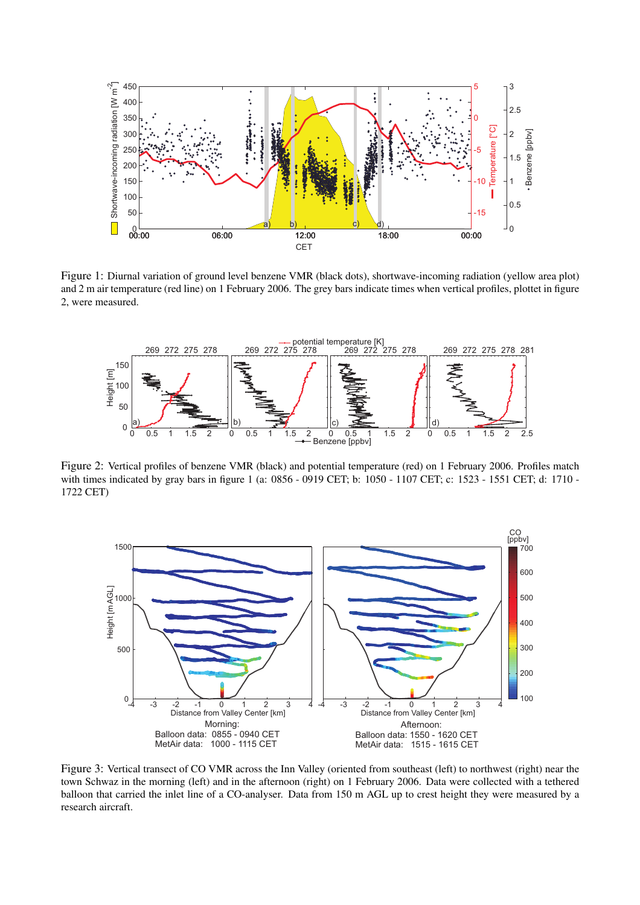Figure 1: Diurnal variation of ground level benzene VMR (black dots), shortwave-incoming radiation (yellow area plot) and 2 m air temperature (red line) on 1 February 2006. The grey bars indicate times when vertical profiles, plottet in figure 2, were measured.

Figure 2: Vertical profiles of benzene VMR (black) and potential temperature (red) on 1 February 2006. Profiles match with times indicated by gray bars in figure 1 (a: 0856 - 0919 CET; b: 1050 - 1107 CET; c: 1523 - 1551 CET; d: 1710 - 1722 CET)

Figure 3: Vertical transect of CO VMR across the Inn Valley (oriented from southeast (left) to northwest (right) near the town Schwaz in the morning (left) and in the afternoon (right) on 1 February 2006. Data were collected with a tethered balloon that carried the inlet line of a CO-analyser. Data from 150 m AGL up to crest height they were measured by a research aircraft.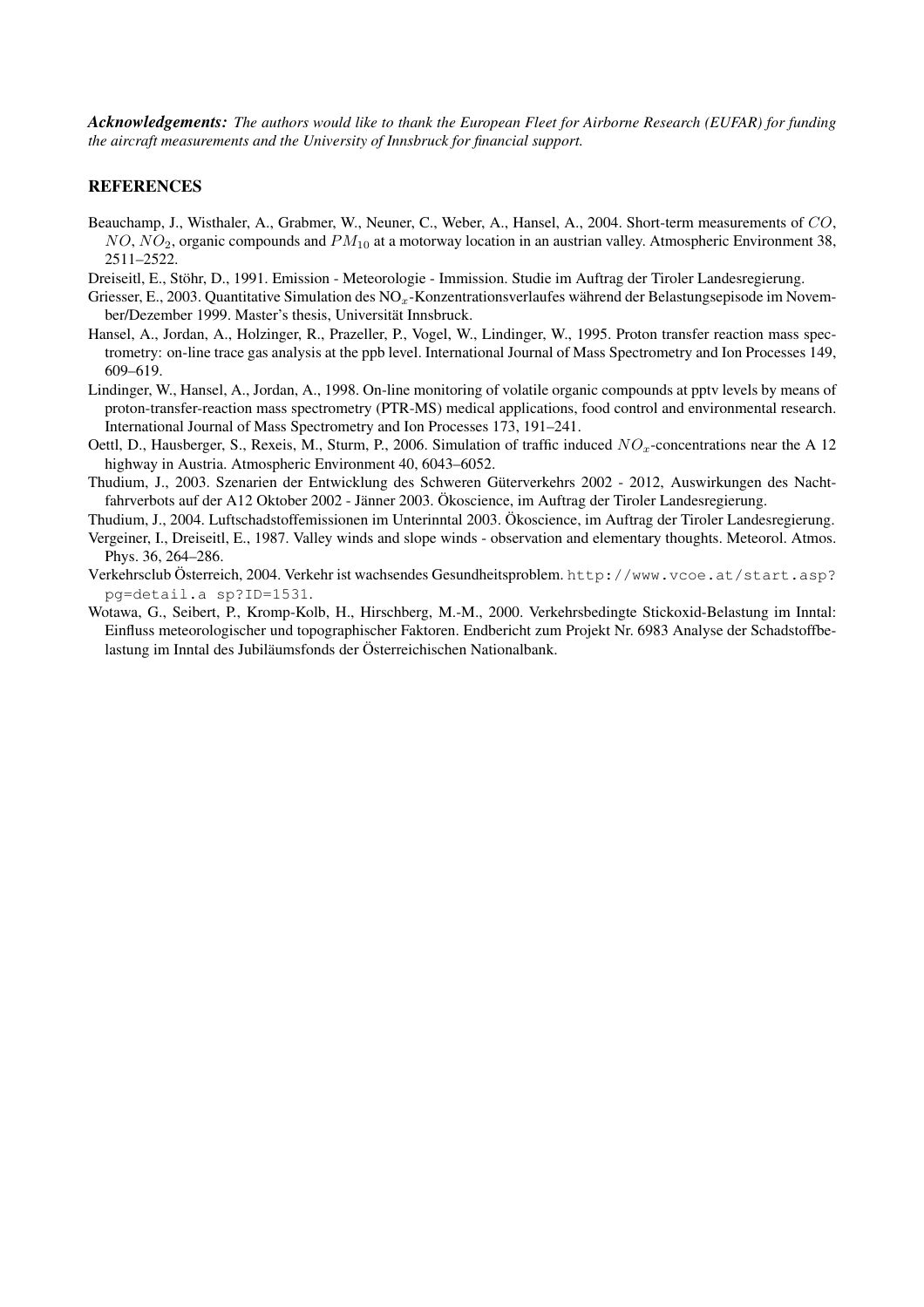***Acknowledgements:*** *The authors would like to thank the European Fleet for Airborne Research (EUFAR) for funding the aircraft measurements and the University of Innsbruck for financial support.*

## REFERENCES

Beauchamp, J., Wisthaler, A., Grabmer, W., Neuner, C., Weber, A., Hansel, A., 2004. Short-term measurements of $CO$, $NO$, $NO_2$, organic compounds and $PM_{10}$ at a motorway location in an austrian valley. Atmospheric Environment 38, 2511–2522.

Dreiseitl, E., Stöhr, D., 1991. Emission - Meteorologie - Immission. Studie im Auftrag der Tiroler Landesregierung.

Griesser, E., 2003. Quantitative Simulation des $NO_x$-Konzentrationsverlaufes während der Belastungsepisode im November/Dezember 1999. Master's thesis, Universität Innsbruck.

Hansel, A., Jordan, A., Holzinger, R., Prazeller, P., Vogel, W., Lindinger, W., 1995. Proton transfer reaction mass spectrometry: on-line trace gas analysis at the ppb level. International Journal of Mass Spectrometry and Ion Processes 149, 609–619.

Lindinger, W., Hansel, A., Jordan, A., 1998. On-line monitoring of volatile organic compounds at pptv levels by means of proton-transfer-reaction mass spectrometry (PTR-MS) medical applications, food control and environmental research. International Journal of Mass Spectrometry and Ion Processes 173, 191–241.

Oettl, D., Hausberger, S., Rexeis, M., Sturm, P., 2006. Simulation of traffic induced $NO_x$-concentrations near the A 12 highway in Austria. Atmospheric Environment 40, 6043–6052.

Thudium, J., 2003. Szenarien der Entwicklung des Schweren Güterverkehrs 2002 - 2012, Auswirkungen des Nachtfahrverbots auf der A12 Oktober 2002 - Jänner 2003. Ökoscience, im Auftrag der Tiroler Landesregierung.

Thudium, J., 2004. Luftschadstoffemissionen im Unterinntal 2003. Ökoscience, im Auftrag der Tiroler Landesregierung.

Vergeiner, I., Dreiseitl, E., 1987. Valley winds and slope winds - observation and elementary thoughts. Meteorol. Atmos. Phys. 36, 264–286.

Verkehrsclub Österreich, 2004. Verkehr ist wachsendes Gesundheitsproblem. `http://www.vcoe.at/start.asp?pg=detail.a sp?ID=1531`.

Wotawa, G., Seibert, P., Kromp-Kolb, H., Hirschberg, M.-M., 2000. Verkehrsbedingte Stickoxid-Belastung im Inntal: Einfluss meteorologischer und topographischer Faktoren. Endbericht zum Projekt Nr. 6983 Analyse der Schadstoffbelastung im Inntal des Jubiläumsfonds der Österreichischen Nationalbank.